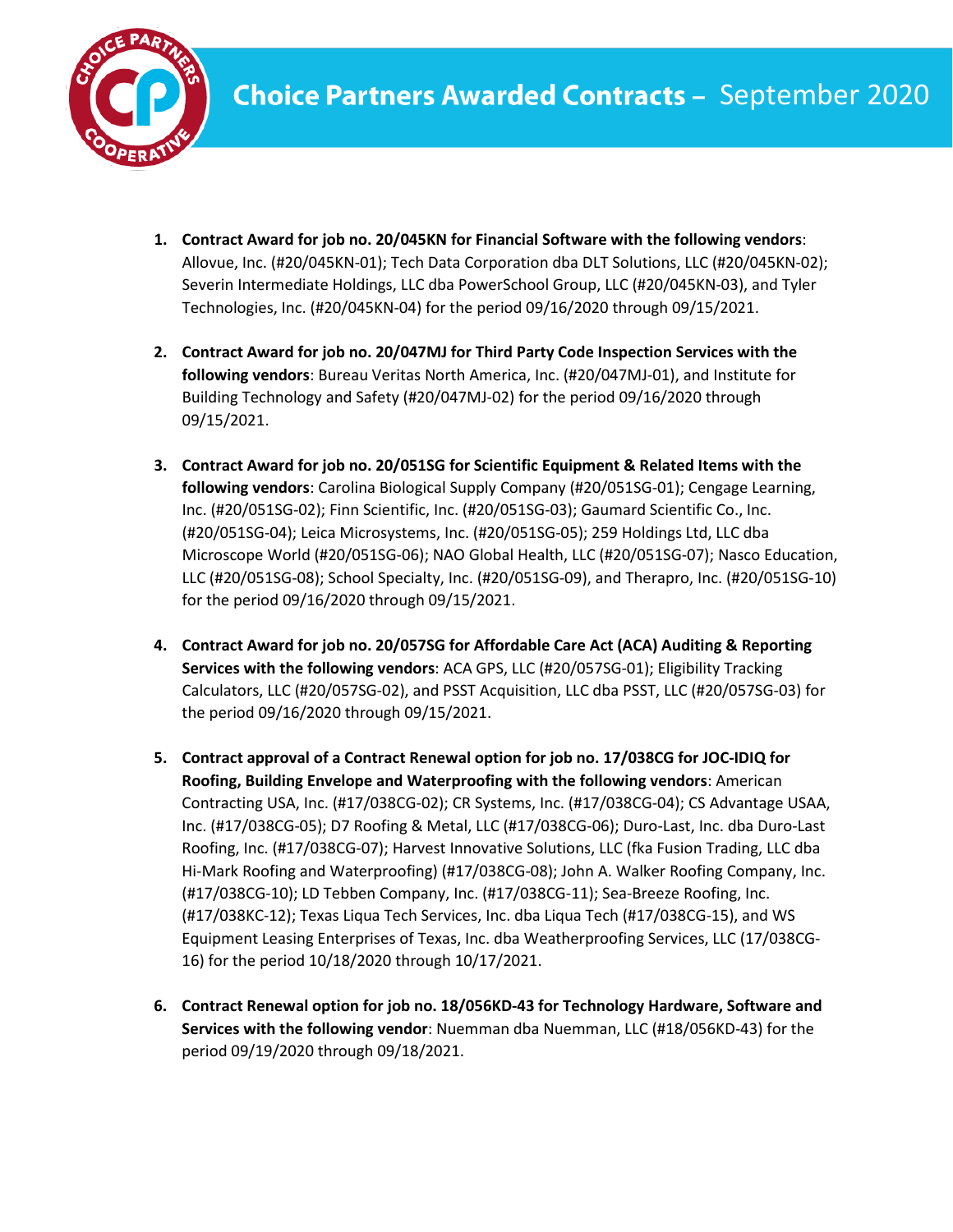# Choice Partners Awarded Contracts – September 2020

1. **Contract Award for job no. 20/045KN for Financial Software with the following vendors**: Allovue, Inc. (#20/045KN-01); Tech Data Corporation dba DLT Solutions, LLC (#20/045KN-02); Severin Intermediate Holdings, LLC dba PowerSchool Group, LLC (#20/045KN-03), and Tyler Technologies, Inc. (#20/045KN-04) for the period 09/16/2020 through 09/15/2021.

2. **Contract Award for job no. 20/047MJ for Third Party Code Inspection Services with the following vendors**: Bureau Veritas North America, Inc. (#20/047MJ-01), and Institute for Building Technology and Safety (#20/047MJ-02) for the period 09/16/2020 through 09/15/2021.

3. **Contract Award for job no. 20/051SG for Scientific Equipment & Related Items with the following vendors**: Carolina Biological Supply Company (#20/051SG-01); Cengage Learning, Inc. (#20/051SG-02); Finn Scientific, Inc. (#20/051SG-03); Gaumard Scientific Co., Inc. (#20/051SG-04); Leica Microsystems, Inc. (#20/051SG-05); 259 Holdings Ltd, LLC dba Microscope World (#20/051SG-06); NAO Global Health, LLC (#20/051SG-07); Nasco Education, LLC (#20/051SG-08); School Specialty, Inc. (#20/051SG-09), and Therapro, Inc. (#20/051SG-10) for the period 09/16/2020 through 09/15/2021.

4. **Contract Award for job no. 20/057SG for Affordable Care Act (ACA) Auditing & Reporting Services with the following vendors**: ACA GPS, LLC (#20/057SG-01); Eligibility Tracking Calculators, LLC (#20/057SG-02), and PSST Acquisition, LLC dba PSST, LLC (#20/057SG-03) for the period 09/16/2020 through 09/15/2021.

5. **Contract approval of a Contract Renewal option for job no. 17/038CG for JOC-IDIQ for Roofing, Building Envelope and Waterproofing with the following vendors**: American Contracting USA, Inc. (#17/038CG-02); CR Systems, Inc. (#17/038CG-04); CS Advantage USAA, Inc. (#17/038CG-05); D7 Roofing & Metal, LLC (#17/038CG-06); Duro-Last, Inc. dba Duro-Last Roofing, Inc. (#17/038CG-07); Harvest Innovative Solutions, LLC (fka Fusion Trading, LLC dba Hi-Mark Roofing and Waterproofing) (#17/038CG-08); John A. Walker Roofing Company, Inc. (#17/038CG-10); LD Tebben Company, Inc. (#17/038CG-11); Sea-Breeze Roofing, Inc. (#17/038KC-12); Texas Liqua Tech Services, Inc. dba Liqua Tech (#17/038CG-15), and WS Equipment Leasing Enterprises of Texas, Inc. dba Weatherproofing Services, LLC (17/038CG-16) for the period 10/18/2020 through 10/17/2021.

6. **Contract Renewal option for job no. 18/056KD-43 for Technology Hardware, Software and Services with the following vendor**: Nuemman dba Nuemman, LLC (#18/056KD-43) for the period 09/19/2020 through 09/18/2021.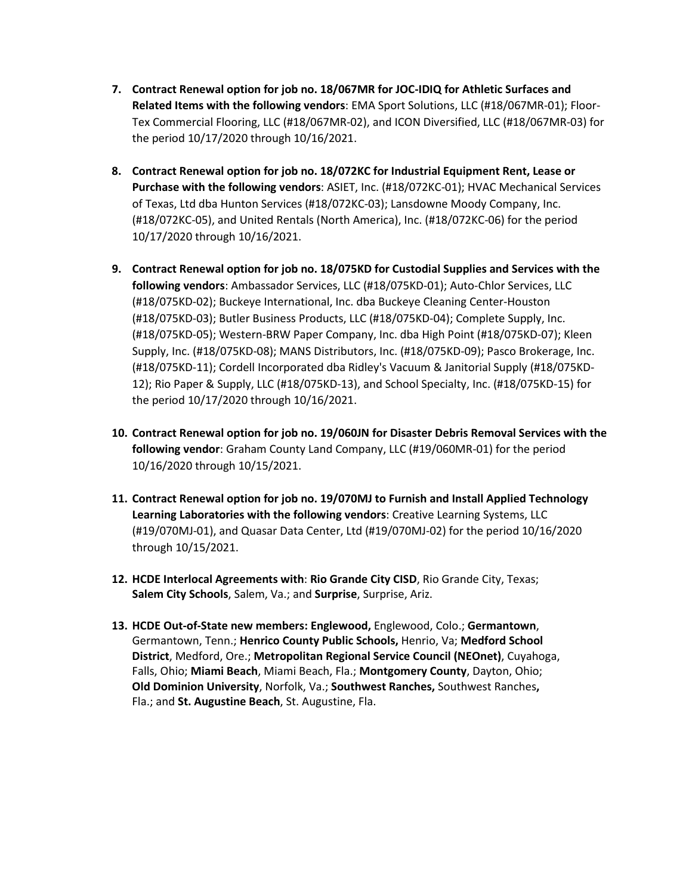7. **Contract Renewal option for job no. 18/067MR for JOC-IDIQ for Athletic Surfaces and Related Items with the following vendors**: EMA Sport Solutions, LLC (#18/067MR-01); Floor-Tex Commercial Flooring, LLC (#18/067MR-02), and ICON Diversified, LLC (#18/067MR-03) for the period 10/17/2020 through 10/16/2021.

8. **Contract Renewal option for job no. 18/072KC for Industrial Equipment Rent, Lease or Purchase with the following vendors**: ASIET, Inc. (#18/072KC-01); HVAC Mechanical Services of Texas, Ltd dba Hunton Services (#18/072KC-03); Lansdowne Moody Company, Inc. (#18/072KC-05), and United Rentals (North America), Inc. (#18/072KC-06) for the period 10/17/2020 through 10/16/2021.

9. **Contract Renewal option for job no. 18/075KD for Custodial Supplies and Services with the following vendors**: Ambassador Services, LLC (#18/075KD-01); Auto-Chlor Services, LLC (#18/075KD-02); Buckeye International, Inc. dba Buckeye Cleaning Center-Houston (#18/075KD-03); Butler Business Products, LLC (#18/075KD-04); Complete Supply, Inc. (#18/075KD-05); Western-BRW Paper Company, Inc. dba High Point (#18/075KD-07); Kleen Supply, Inc. (#18/075KD-08); MANS Distributors, Inc. (#18/075KD-09); Pasco Brokerage, Inc. (#18/075KD-11); Cordell Incorporated dba Ridley's Vacuum & Janitorial Supply (#18/075KD-12); Rio Paper & Supply, LLC (#18/075KD-13), and School Specialty, Inc. (#18/075KD-15) for the period 10/17/2020 through 10/16/2021.

10. **Contract Renewal option for job no. 19/060JN for Disaster Debris Removal Services with the following vendor**: Graham County Land Company, LLC (#19/060MR-01) for the period 10/16/2020 through 10/15/2021.

11. **Contract Renewal option for job no. 19/070MJ to Furnish and Install Applied Technology Learning Laboratories with the following vendors**: Creative Learning Systems, LLC (#19/070MJ-01), and Quasar Data Center, Ltd (#19/070MJ-02) for the period 10/16/2020 through 10/15/2021.

12. **HCDE Interlocal Agreements with**: **Rio Grande City CISD**, Rio Grande City, Texas; **Salem City Schools**, Salem, Va.; and **Surprise**, Surprise, Ariz.

13. **HCDE Out-of-State new members: Englewood,** Englewood, Colo.; **Germantown**, Germantown, Tenn.; **Henrico County Public Schools,** Henrio, Va; **Medford School District**, Medford, Ore.; **Metropolitan Regional Service Council (NEOnet)**, Cuyahoga, Falls, Ohio; **Miami Beach**, Miami Beach, Fla.; **Montgomery County**, Dayton, Ohio; **Old Dominion University**, Norfolk, Va.; **Southwest Ranches,** Southwest Ranches**,** Fla.; and **St. Augustine Beach**, St. Augustine, Fla.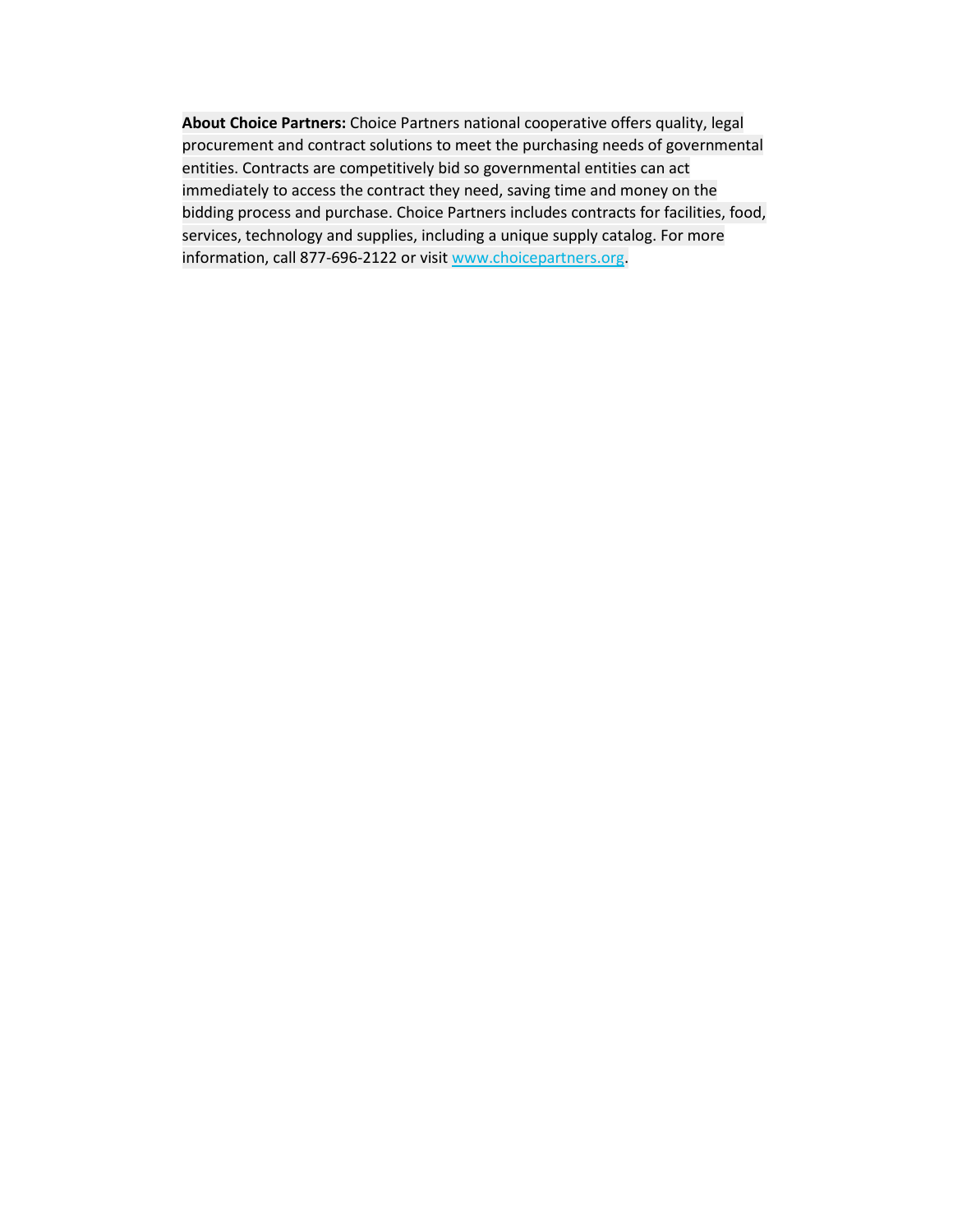**About Choice Partners:** Choice Partners national cooperative offers quality, legal procurement and contract solutions to meet the purchasing needs of governmental entities. Contracts are competitively bid so governmental entities can act immediately to access the contract they need, saving time and money on the bidding process and purchase. Choice Partners includes contracts for facilities, food, services, technology and supplies, including a unique supply catalog. For more information, call 877-696-2122 or visit [www.choicepartners.org](http://www.choicepartners.org).